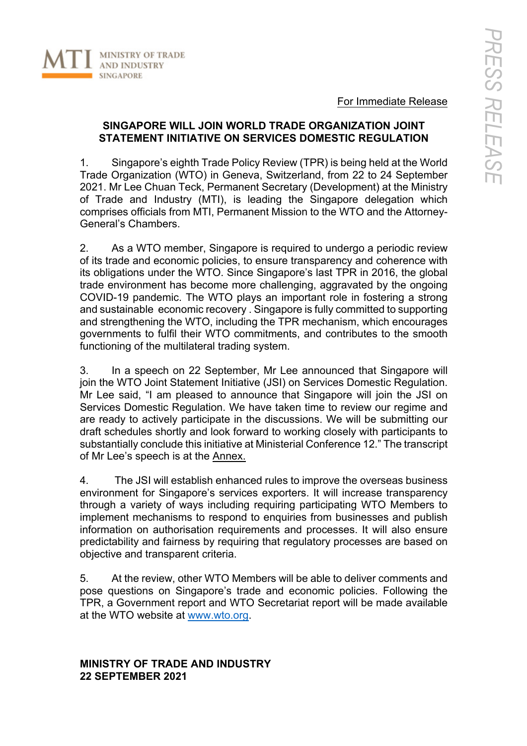MINISTRY OF TRADE AND INDUSTRY SINGAPORE

PRESS RELEASE

For Immediate Release

# SINGAPORE WILL JOIN WORLD TRADE ORGANIZATION JOINT STATEMENT INITIATIVE ON SERVICES DOMESTIC REGULATION

1. Singapore's eighth Trade Policy Review (TPR) is being held at the World Trade Organization (WTO) in Geneva, Switzerland, from 22 to 24 September 2021. Mr Lee Chuan Teck, Permanent Secretary (Development) at the Ministry of Trade and Industry (MTI), is leading the Singapore delegation which comprises officials from MTI, Permanent Mission to the WTO and the Attorney-General's Chambers.

2. As a WTO member, Singapore is required to undergo a periodic review of its trade and economic policies, to ensure transparency and coherence with its obligations under the WTO. Since Singapore's last TPR in 2016, the global trade environment has become more challenging, aggravated by the ongoing COVID-19 pandemic. The WTO plays an important role in fostering a strong and sustainable economic recovery . Singapore is fully committed to supporting and strengthening the WTO, including the TPR mechanism, which encourages governments to fulfil their WTO commitments, and contributes to the smooth functioning of the multilateral trading system.

3. In a speech on 22 September, Mr Lee announced that Singapore will join the WTO Joint Statement Initiative (JSI) on Services Domestic Regulation. Mr Lee said, "I am pleased to announce that Singapore will join the JSI on Services Domestic Regulation. We have taken time to review our regime and are ready to actively participate in the discussions. We will be submitting our draft schedules shortly and look forward to working closely with participants to substantially conclude this initiative at Ministerial Conference 12." The transcript of Mr Lee's speech is at the Annex.

4. The JSI will establish enhanced rules to improve the overseas business environment for Singapore's services exporters. It will increase transparency through a variety of ways including requiring participating WTO Members to implement mechanisms to respond to enquiries from businesses and publish information on authorisation requirements and processes. It will also ensure predictability and fairness by requiring that regulatory processes are based on objective and transparent criteria.

5. At the review, other WTO Members will be able to deliver comments and pose questions on Singapore's trade and economic policies. Following the TPR, a Government report and WTO Secretariat report will be made available at the WTO website at www.wto.org.

**MINISTRY OF TRADE AND INDUSTRY**
**22 SEPTEMBER 2021**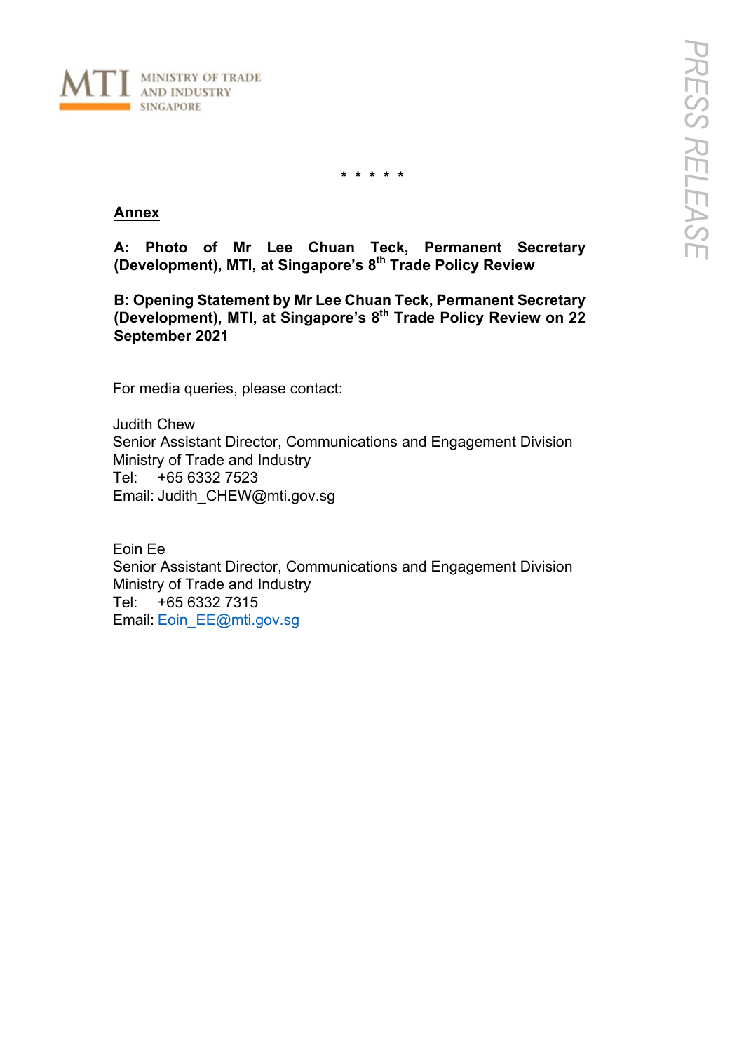\* \* \* \* \*

**<u>Annex</u>**

**A: Photo of Mr Lee Chuan Teck, Permanent Secretary (Development), MTI, at Singapore's 8th Trade Policy Review**

**B: Opening Statement by Mr Lee Chuan Teck, Permanent Secretary (Development), MTI, at Singapore's 8th Trade Policy Review on 22 September 2021**

For media queries, please contact:

Judith Chew  
Senior Assistant Director, Communications and Engagement Division  
Ministry of Trade and Industry  
Tel: +65 6332 7523  
Email: Judith_CHEW@mti.gov.sg

Eoin Ee  
Senior Assistant Director, Communications and Engagement Division  
Ministry of Trade and Industry  
Tel: +65 6332 7315  
Email: Eoin_EE@mti.gov.sg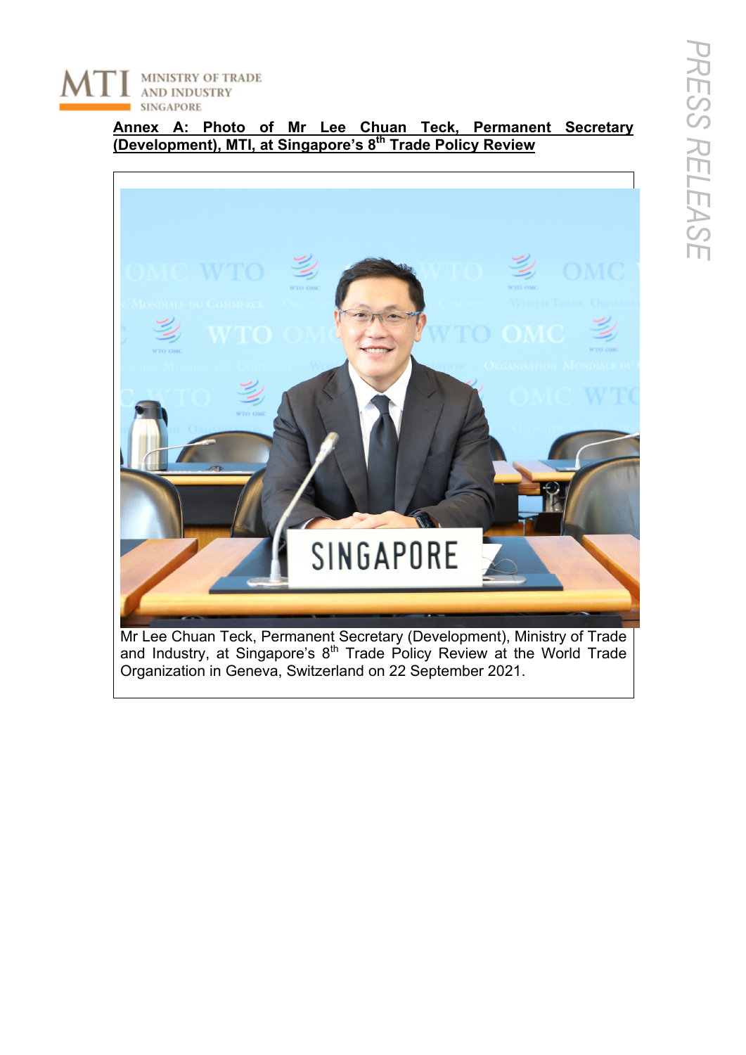**Annex A: Photo of Mr Lee Chuan Teck, Permanent Secretary (Development), MTI, at Singapore's 8th Trade Policy Review**

Mr Lee Chuan Teck, Permanent Secretary (Development), Ministry of Trade and Industry, at Singapore's 8th Trade Policy Review at the World Trade Organization in Geneva, Switzerland on 22 September 2021.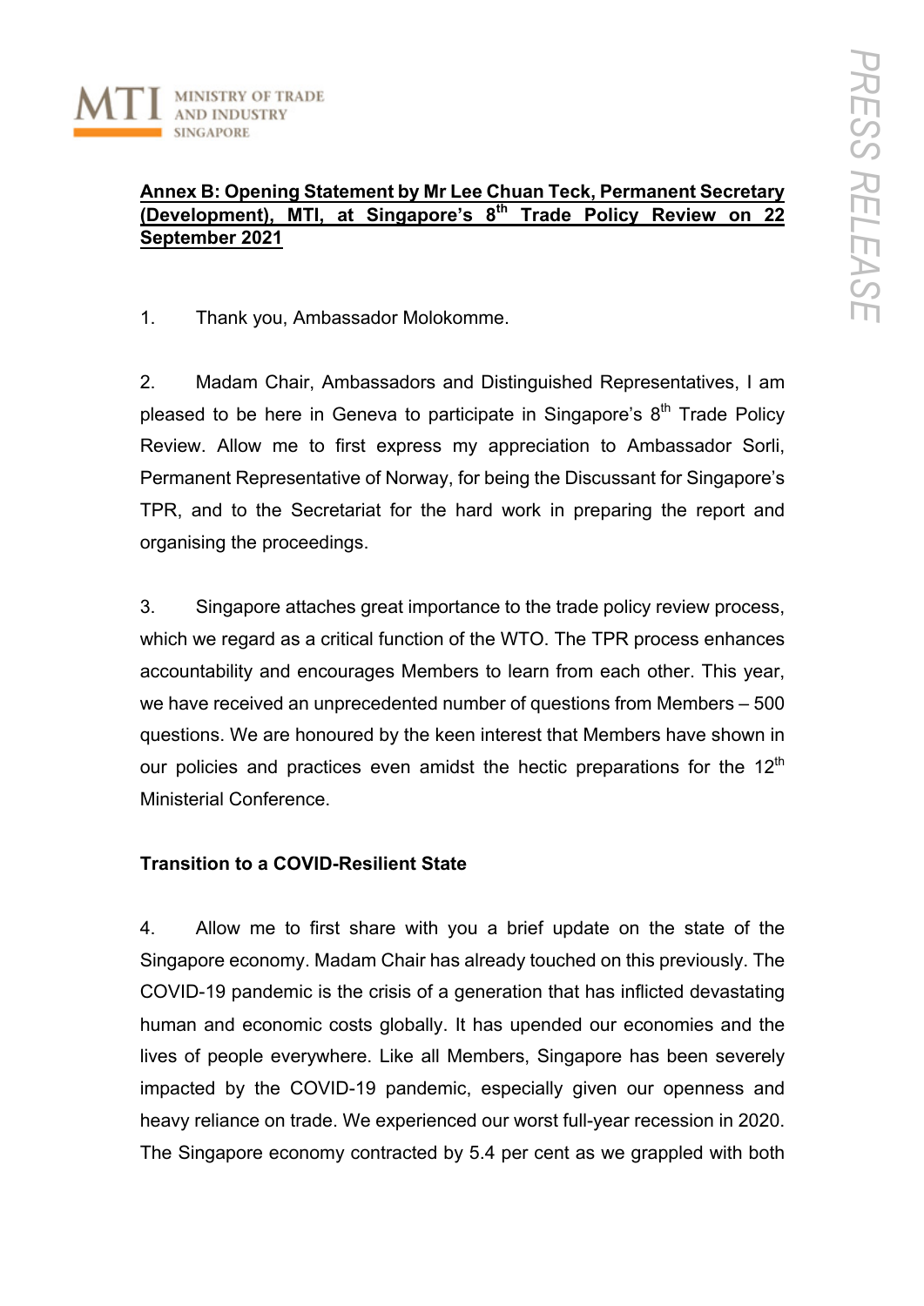**Annex B: Opening Statement by Mr Lee Chuan Teck, Permanent Secretary (Development), MTI, at Singapore's 8th Trade Policy Review on 22 September 2021**

1. Thank you, Ambassador Molokomme.

2. Madam Chair, Ambassadors and Distinguished Representatives, I am pleased to be here in Geneva to participate in Singapore's 8th Trade Policy Review. Allow me to first express my appreciation to Ambassador Sorli, Permanent Representative of Norway, for being the Discussant for Singapore's TPR, and to the Secretariat for the hard work in preparing the report and organising the proceedings.

3. Singapore attaches great importance to the trade policy review process, which we regard as a critical function of the WTO. The TPR process enhances accountability and encourages Members to learn from each other. This year, we have received an unprecedented number of questions from Members – 500 questions. We are honoured by the keen interest that Members have shown in our policies and practices even amidst the hectic preparations for the 12th Ministerial Conference.

**Transition to a COVID-Resilient State**

4. Allow me to first share with you a brief update on the state of the Singapore economy. Madam Chair has already touched on this previously. The COVID-19 pandemic is the crisis of a generation that has inflicted devastating human and economic costs globally. It has upended our economies and the lives of people everywhere. Like all Members, Singapore has been severely impacted by the COVID-19 pandemic, especially given our openness and heavy reliance on trade. We experienced our worst full-year recession in 2020. The Singapore economy contracted by 5.4 per cent as we grappled with both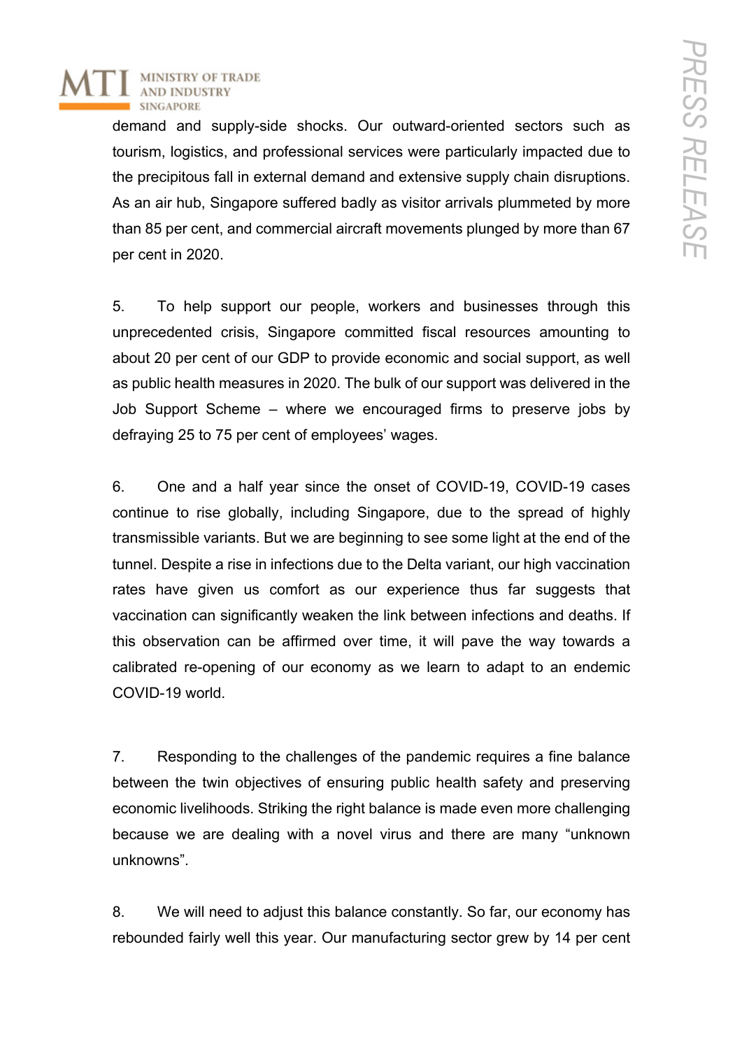demand and supply-side shocks. Our outward-oriented sectors such as tourism, logistics, and professional services were particularly impacted due to the precipitous fall in external demand and extensive supply chain disruptions. As an air hub, Singapore suffered badly as visitor arrivals plummeted by more than 85 per cent, and commercial aircraft movements plunged by more than 67 per cent in 2020.

5. To help support our people, workers and businesses through this unprecedented crisis, Singapore committed fiscal resources amounting to about 20 per cent of our GDP to provide economic and social support, as well as public health measures in 2020. The bulk of our support was delivered in the Job Support Scheme – where we encouraged firms to preserve jobs by defraying 25 to 75 per cent of employees' wages.

6. One and a half year since the onset of COVID-19, COVID-19 cases continue to rise globally, including Singapore, due to the spread of highly transmissible variants. But we are beginning to see some light at the end of the tunnel. Despite a rise in infections due to the Delta variant, our high vaccination rates have given us comfort as our experience thus far suggests that vaccination can significantly weaken the link between infections and deaths. If this observation can be affirmed over time, it will pave the way towards a calibrated re-opening of our economy as we learn to adapt to an endemic COVID-19 world.

7. Responding to the challenges of the pandemic requires a fine balance between the twin objectives of ensuring public health safety and preserving economic livelihoods. Striking the right balance is made even more challenging because we are dealing with a novel virus and there are many "unknown unknowns".

8. We will need to adjust this balance constantly. So far, our economy has rebounded fairly well this year. Our manufacturing sector grew by 14 per cent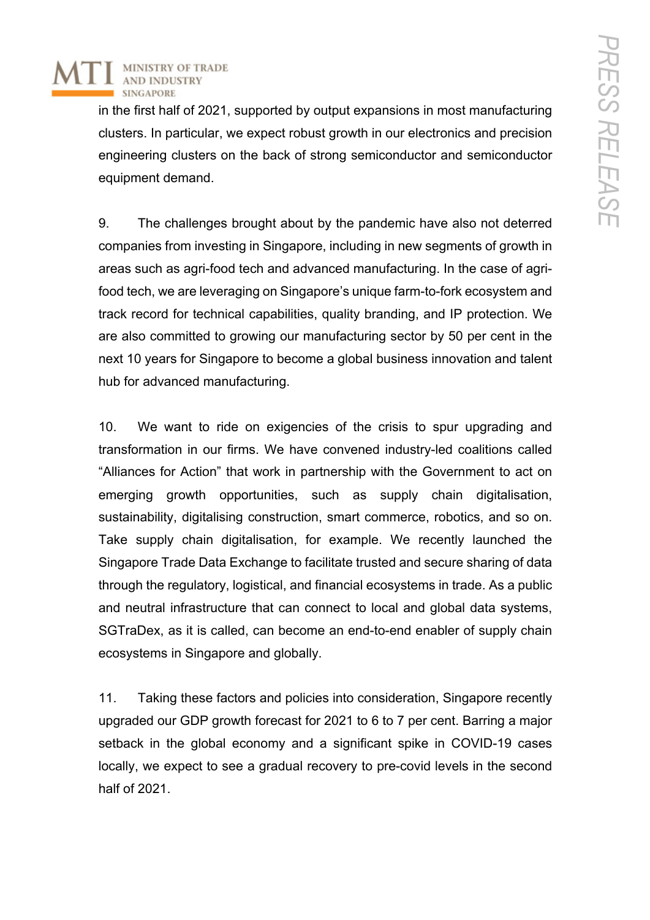in the first half of 2021, supported by output expansions in most manufacturing clusters. In particular, we expect robust growth in our electronics and precision engineering clusters on the back of strong semiconductor and semiconductor equipment demand.

9. The challenges brought about by the pandemic have also not deterred companies from investing in Singapore, including in new segments of growth in areas such as agri-food tech and advanced manufacturing. In the case of agri-food tech, we are leveraging on Singapore's unique farm-to-fork ecosystem and track record for technical capabilities, quality branding, and IP protection. We are also committed to growing our manufacturing sector by 50 per cent in the next 10 years for Singapore to become a global business innovation and talent hub for advanced manufacturing.

10. We want to ride on exigencies of the crisis to spur upgrading and transformation in our firms. We have convened industry-led coalitions called "Alliances for Action" that work in partnership with the Government to act on emerging growth opportunities, such as supply chain digitalisation, sustainability, digitalising construction, smart commerce, robotics, and so on. Take supply chain digitalisation, for example. We recently launched the Singapore Trade Data Exchange to facilitate trusted and secure sharing of data through the regulatory, logistical, and financial ecosystems in trade. As a public and neutral infrastructure that can connect to local and global data systems, SGTraDex, as it is called, can become an end-to-end enabler of supply chain ecosystems in Singapore and globally.

11. Taking these factors and policies into consideration, Singapore recently upgraded our GDP growth forecast for 2021 to 6 to 7 per cent. Barring a major setback in the global economy and a significant spike in COVID-19 cases locally, we expect to see a gradual recovery to pre-covid levels in the second half of 2021.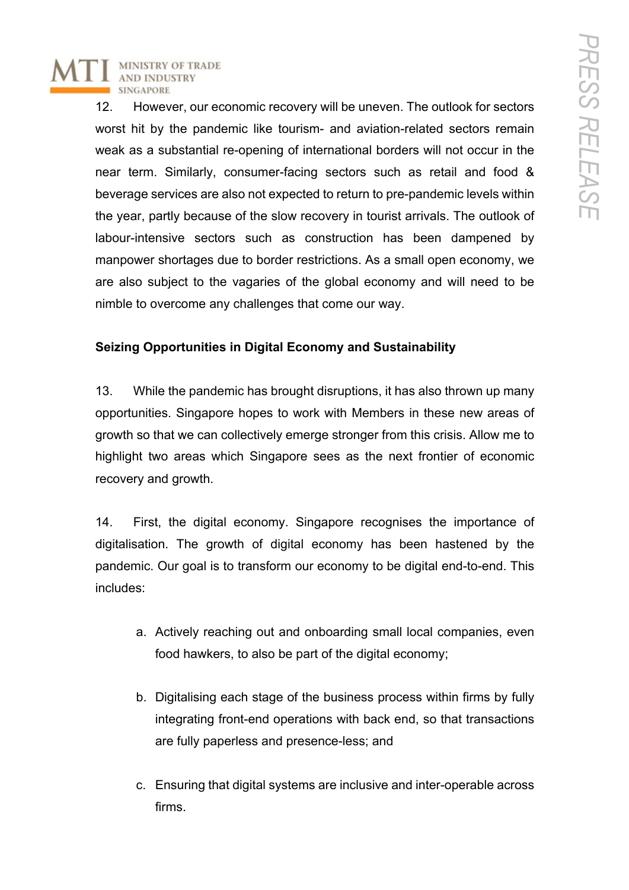12. However, our economic recovery will be uneven. The outlook for sectors worst hit by the pandemic like tourism- and aviation-related sectors remain weak as a substantial re-opening of international borders will not occur in the near term. Similarly, consumer-facing sectors such as retail and food & beverage services are also not expected to return to pre-pandemic levels within the year, partly because of the slow recovery in tourist arrivals. The outlook of labour-intensive sectors such as construction has been dampened by manpower shortages due to border restrictions. As a small open economy, we are also subject to the vagaries of the global economy and will need to be nimble to overcome any challenges that come our way.

**Seizing Opportunities in Digital Economy and Sustainability**

13. While the pandemic has brought disruptions, it has also thrown up many opportunities. Singapore hopes to work with Members in these new areas of growth so that we can collectively emerge stronger from this crisis. Allow me to highlight two areas which Singapore sees as the next frontier of economic recovery and growth.

14. First, the digital economy. Singapore recognises the importance of digitalisation. The growth of digital economy has been hastened by the pandemic. Our goal is to transform our economy to be digital end-to-end. This includes:

a. Actively reaching out and onboarding small local companies, even food hawkers, to also be part of the digital economy;

b. Digitalising each stage of the business process within firms by fully integrating front-end operations with back end, so that transactions are fully paperless and presence-less; and

c. Ensuring that digital systems are inclusive and inter-operable across firms.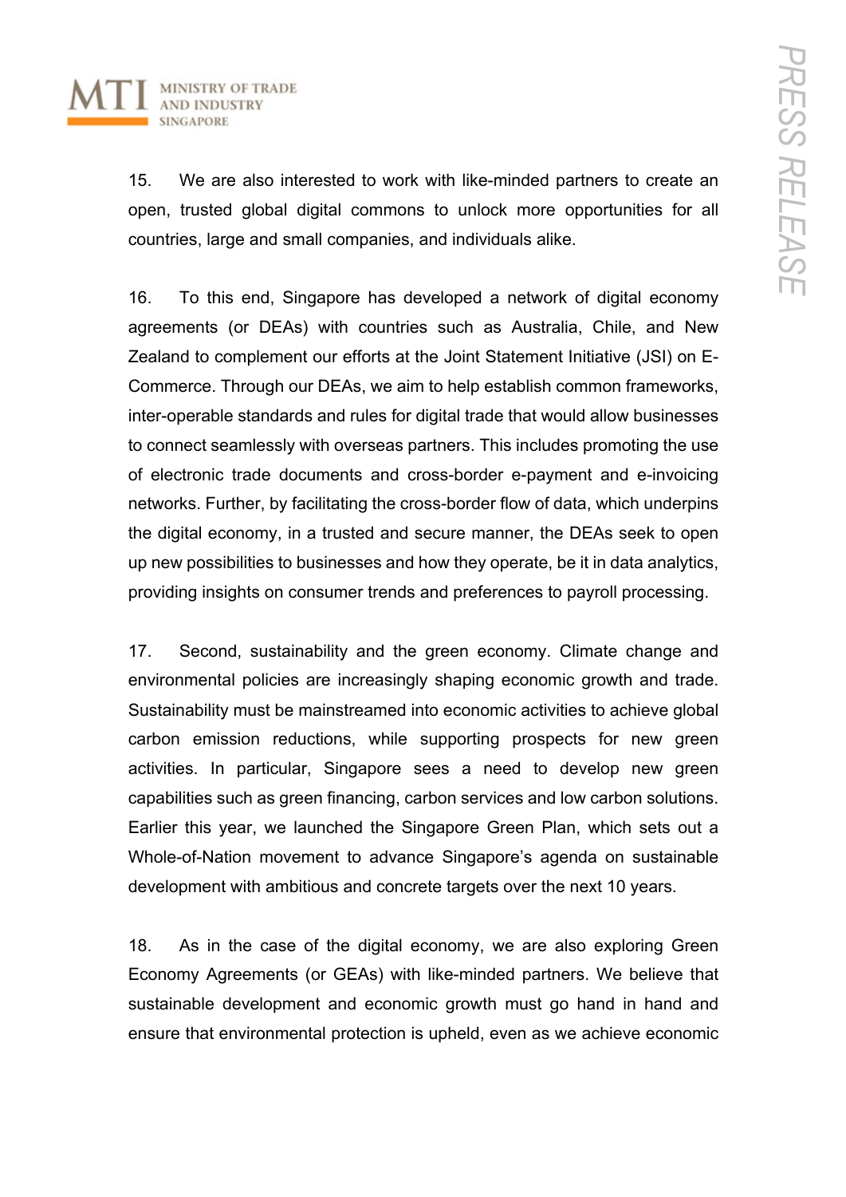15. We are also interested to work with like-minded partners to create an open, trusted global digital commons to unlock more opportunities for all countries, large and small companies, and individuals alike.

16. To this end, Singapore has developed a network of digital economy agreements (or DEAs) with countries such as Australia, Chile, and New Zealand to complement our efforts at the Joint Statement Initiative (JSI) on E-Commerce. Through our DEAs, we aim to help establish common frameworks, inter-operable standards and rules for digital trade that would allow businesses to connect seamlessly with overseas partners. This includes promoting the use of electronic trade documents and cross-border e-payment and e-invoicing networks. Further, by facilitating the cross-border flow of data, which underpins the digital economy, in a trusted and secure manner, the DEAs seek to open up new possibilities to businesses and how they operate, be it in data analytics, providing insights on consumer trends and preferences to payroll processing.

17. Second, sustainability and the green economy. Climate change and environmental policies are increasingly shaping economic growth and trade. Sustainability must be mainstreamed into economic activities to achieve global carbon emission reductions, while supporting prospects for new green activities. In particular, Singapore sees a need to develop new green capabilities such as green financing, carbon services and low carbon solutions. Earlier this year, we launched the Singapore Green Plan, which sets out a Whole-of-Nation movement to advance Singapore's agenda on sustainable development with ambitious and concrete targets over the next 10 years.

18. As in the case of the digital economy, we are also exploring Green Economy Agreements (or GEAs) with like-minded partners. We believe that sustainable development and economic growth must go hand in hand and ensure that environmental protection is upheld, even as we achieve economic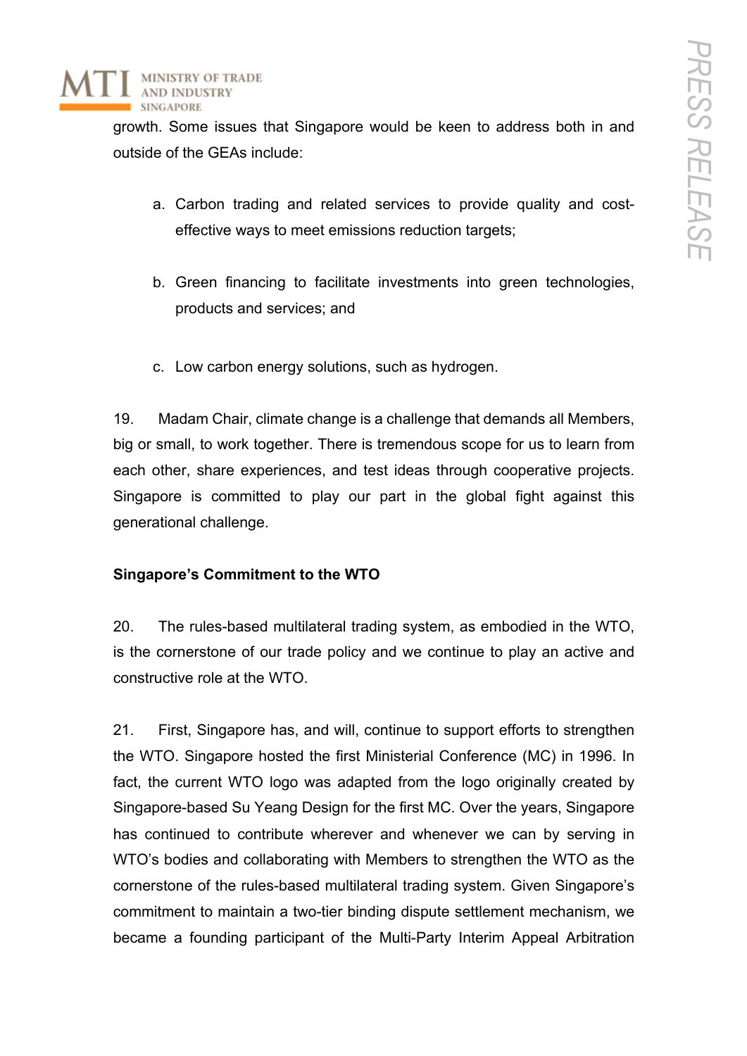growth. Some issues that Singapore would be keen to address both in and outside of the GEAs include:

a. Carbon trading and related services to provide quality and cost-effective ways to meet emissions reduction targets;

b. Green financing to facilitate investments into green technologies, products and services; and

c. Low carbon energy solutions, such as hydrogen.

19. Madam Chair, climate change is a challenge that demands all Members, big or small, to work together. There is tremendous scope for us to learn from each other, share experiences, and test ideas through cooperative projects. Singapore is committed to play our part in the global fight against this generational challenge.

**Singapore's Commitment to the WTO**

20. The rules-based multilateral trading system, as embodied in the WTO, is the cornerstone of our trade policy and we continue to play an active and constructive role at the WTO.

21. First, Singapore has, and will, continue to support efforts to strengthen the WTO. Singapore hosted the first Ministerial Conference (MC) in 1996. In fact, the current WTO logo was adapted from the logo originally created by Singapore-based Su Yeang Design for the first MC. Over the years, Singapore has continued to contribute wherever and whenever we can by serving in WTO's bodies and collaborating with Members to strengthen the WTO as the cornerstone of the rules-based multilateral trading system. Given Singapore's commitment to maintain a two-tier binding dispute settlement mechanism, we became a founding participant of the Multi-Party Interim Appeal Arbitration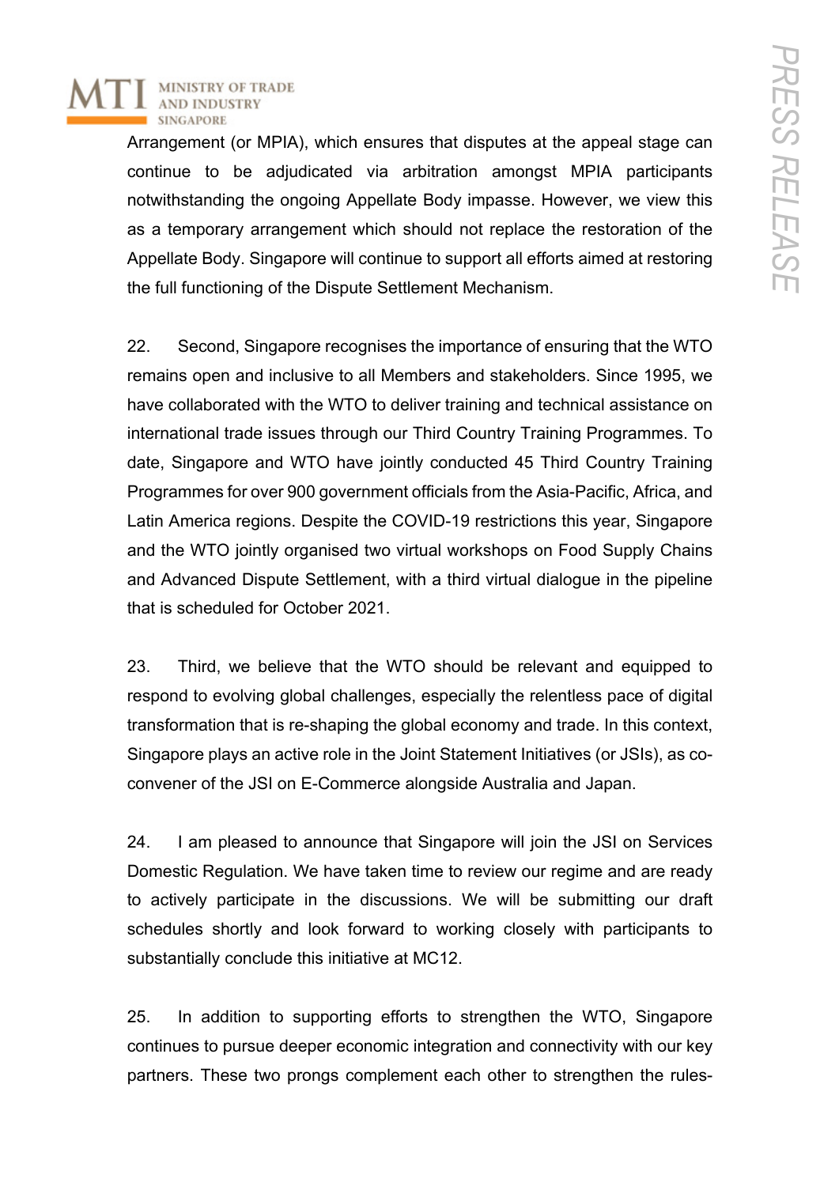Arrangement (or MPIA), which ensures that disputes at the appeal stage can continue to be adjudicated via arbitration amongst MPIA participants notwithstanding the ongoing Appellate Body impasse. However, we view this as a temporary arrangement which should not replace the restoration of the Appellate Body. Singapore will continue to support all efforts aimed at restoring the full functioning of the Dispute Settlement Mechanism.

22. Second, Singapore recognises the importance of ensuring that the WTO remains open and inclusive to all Members and stakeholders. Since 1995, we have collaborated with the WTO to deliver training and technical assistance on international trade issues through our Third Country Training Programmes. To date, Singapore and WTO have jointly conducted 45 Third Country Training Programmes for over 900 government officials from the Asia-Pacific, Africa, and Latin America regions. Despite the COVID-19 restrictions this year, Singapore and the WTO jointly organised two virtual workshops on Food Supply Chains and Advanced Dispute Settlement, with a third virtual dialogue in the pipeline that is scheduled for October 2021.

23. Third, we believe that the WTO should be relevant and equipped to respond to evolving global challenges, especially the relentless pace of digital transformation that is re-shaping the global economy and trade. In this context, Singapore plays an active role in the Joint Statement Initiatives (or JSIs), as co-convener of the JSI on E-Commerce alongside Australia and Japan.

24. I am pleased to announce that Singapore will join the JSI on Services Domestic Regulation. We have taken time to review our regime and are ready to actively participate in the discussions. We will be submitting our draft schedules shortly and look forward to working closely with participants to substantially conclude this initiative at MC12.

25. In addition to supporting efforts to strengthen the WTO, Singapore continues to pursue deeper economic integration and connectivity with our key partners. These two prongs complement each other to strengthen the rules-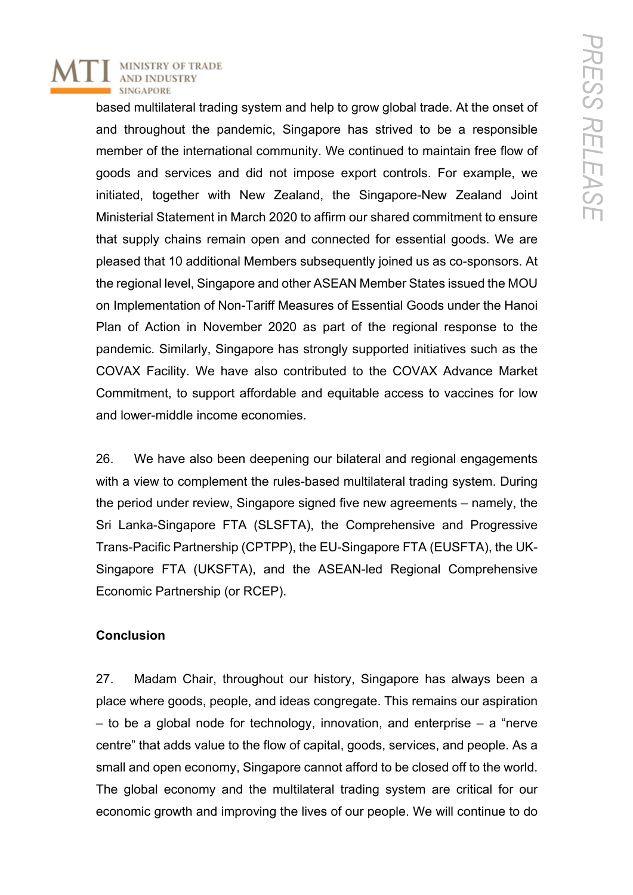based multilateral trading system and help to grow global trade. At the onset of and throughout the pandemic, Singapore has strived to be a responsible member of the international community. We continued to maintain free flow of goods and services and did not impose export controls. For example, we initiated, together with New Zealand, the Singapore-New Zealand Joint Ministerial Statement in March 2020 to affirm our shared commitment to ensure that supply chains remain open and connected for essential goods. We are pleased that 10 additional Members subsequently joined us as co-sponsors. At the regional level, Singapore and other ASEAN Member States issued the MOU on Implementation of Non-Tariff Measures of Essential Goods under the Hanoi Plan of Action in November 2020 as part of the regional response to the pandemic. Similarly, Singapore has strongly supported initiatives such as the COVAX Facility. We have also contributed to the COVAX Advance Market Commitment, to support affordable and equitable access to vaccines for low and lower-middle income economies.

26. We have also been deepening our bilateral and regional engagements with a view to complement the rules-based multilateral trading system. During the period under review, Singapore signed five new agreements – namely, the Sri Lanka-Singapore FTA (SLSFTA), the Comprehensive and Progressive Trans-Pacific Partnership (CPTPP), the EU-Singapore FTA (EUSFTA), the UK-Singapore FTA (UKSFTA), and the ASEAN-led Regional Comprehensive Economic Partnership (or RCEP).

**Conclusion**

27. Madam Chair, throughout our history, Singapore has always been a place where goods, people, and ideas congregate. This remains our aspiration – to be a global node for technology, innovation, and enterprise – a "nerve centre" that adds value to the flow of capital, goods, services, and people. As a small and open economy, Singapore cannot afford to be closed off to the world. The global economy and the multilateral trading system are critical for our economic growth and improving the lives of our people. We will continue to do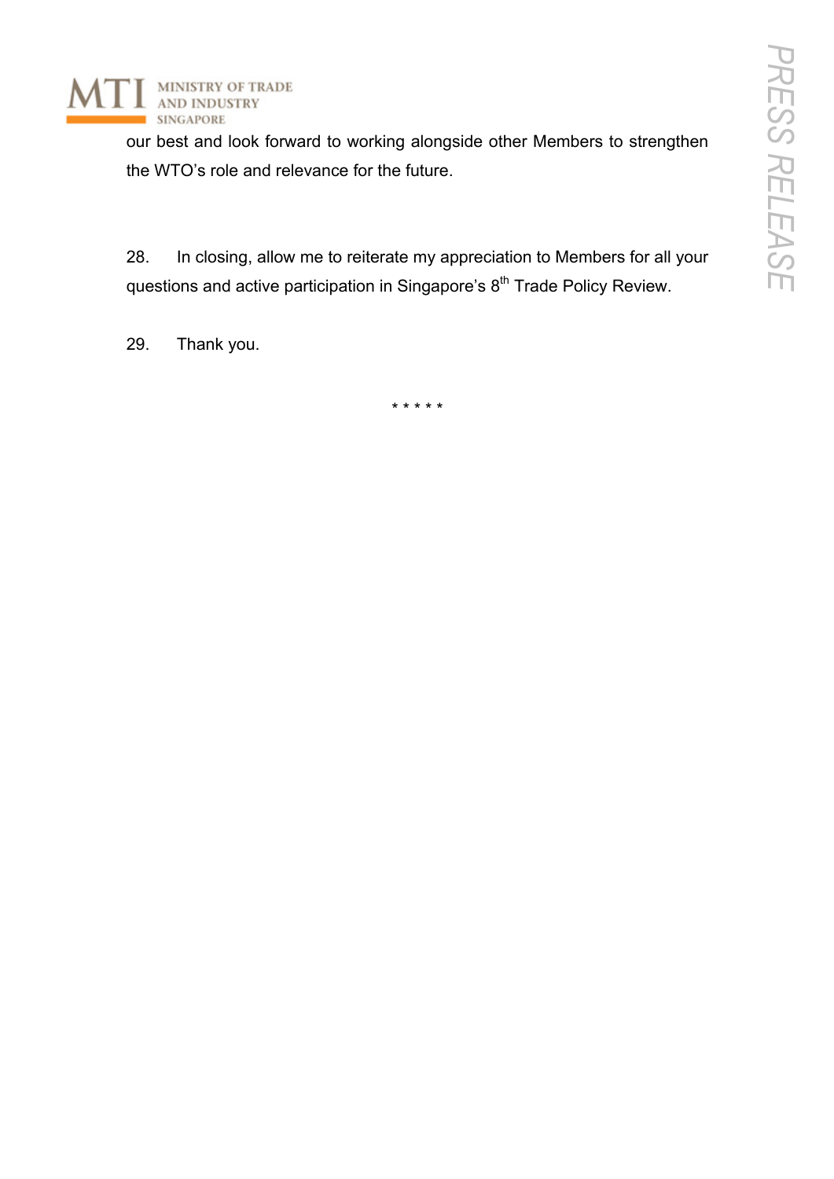our best and look forward to working alongside other Members to strengthen the WTO's role and relevance for the future.

28. In closing, allow me to reiterate my appreciation to Members for all your questions and active participation in Singapore's 8th Trade Policy Review.

29. Thank you.

* * * * *